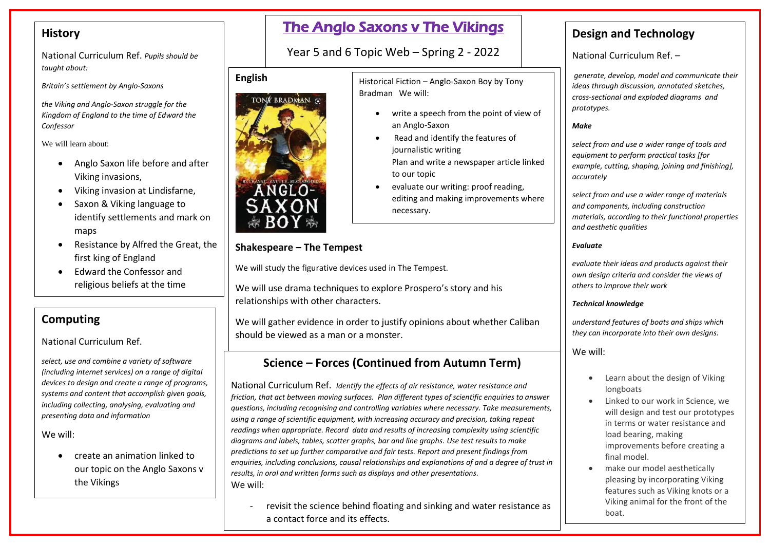# The Anglo Saxons v The Vikings

Year 5 and 6 Topic Web – Spring 2 - 2022

## History

National Curriculum Ref. *Pupils should be taught about:*

*Britain's settlement by Anglo-Saxons*

*the Viking and Anglo-Saxon struggle for the Kingdom of England to the time of Edward the Confessor*

We will learn about:

- Anglo Saxon life before and after Viking invasions,
- Viking invasion at Lindisfarne,
- Saxon & Viking language to identify settlements and mark on maps
- Resistance by Alfred the Great, the first king of England
- Edward the Confessor and religious beliefs at the time

## Computing

National Curriculum Ref.

*select, use and combine a variety of software (including internet services) on a range of digital devices to design and create a range of programs, systems and content that accomplish given goals, including collecting, analysing, evaluating and presenting data and information*

We will:

- create an animation linked to our topic on the Anglo Saxons v the Vikings

## English

Historical Fiction – Anglo-Saxon Boy by Tony Bradman We will:

- write a speech from the point of view of an Anglo-Saxon
- Read and identify the features of journalistic writing
  Plan and write a newspaper article linked to our topic
- evaluate our writing: proof reading, editing and making improvements where necessary.

### Shakespeare – The Tempest

We will study the figurative devices used in The Tempest.

We will use drama techniques to explore Prospero's story and his relationships with other characters.

We will gather evidence in order to justify opinions about whether Caliban should be viewed as a man or a monster.

## Science – Forces (Continued from Autumn Term)

National Curriculum Ref. *Identify the effects of air resistance, water resistance and friction, that act between moving surfaces. Plan different types of scientific enquiries to answer questions, including recognising and controlling variables where necessary. Take measurements, using a range of scientific equipment, with increasing accuracy and precision, taking repeat readings when appropriate. Record data and results of increasing complexity using scientific diagrams and labels, tables, scatter graphs, bar and line graphs. Use test results to make predictions to set up further comparative and fair tests. Report and present findings from enquiries, including conclusions, causal relationships and explanations of and a degree of trust in results, in oral and written forms such as displays and other presentations.*

We will:

- revisit the science behind floating and sinking and water resistance as a contact force and its effects.

## Design and Technology

National Curriculum Ref. –

*generate, develop, model and communicate their ideas through discussion, annotated sketches, cross-sectional and exploded diagrams and prototypes.*

***Make***

*select from and use a wider range of tools and equipment to perform practical tasks [for example, cutting, shaping, joining and finishing], accurately*

*select from and use a wider range of materials and components, including construction materials, according to their functional properties and aesthetic qualities*

***Evaluate***

*evaluate their ideas and products against their own design criteria and consider the views of others to improve their work*

***Technical knowledge***

*understand features of boats and ships which they can incorporate into their own designs.*

We will:

- Learn about the design of Viking longboats
- Linked to our work in Science, we will design and test our prototypes in terms or water resistance and load bearing, making improvements before creating a final model.
- make our model aesthetically pleasing by incorporating Viking features such as Viking knots or a Viking animal for the front of the boat.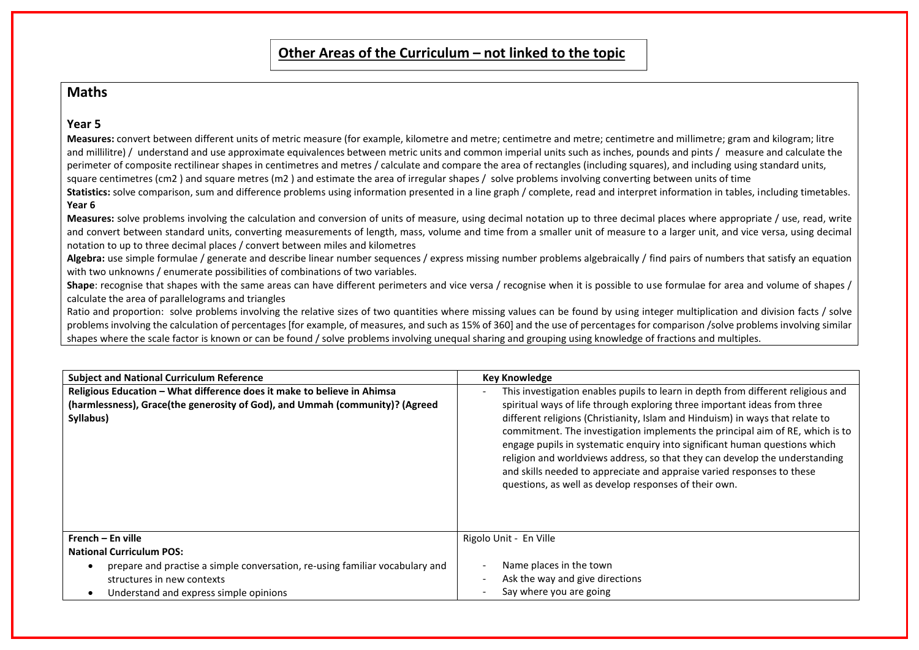# Other Areas of the Curriculum – not linked to the topic

## Maths

### Year 5

**Measures:** convert between different units of metric measure (for example, kilometre and metre; centimetre and metre; centimetre and millimetre; gram and kilogram; litre and millilitre) / understand and use approximate equivalences between metric units and common imperial units such as inches, pounds and pints / measure and calculate the perimeter of composite rectilinear shapes in centimetres and metres / calculate and compare the area of rectangles (including squares), and including using standard units, square centimetres (cm2 ) and square metres (m2 ) and estimate the area of irregular shapes / solve problems involving converting between units of time

**Statistics:** solve comparison, sum and difference problems using information presented in a line graph / complete, read and interpret information in tables, including timetables.

### Year 6

**Measures:** solve problems involving the calculation and conversion of units of measure, using decimal notation up to three decimal places where appropriate / use, read, write and convert between standard units, converting measurements of length, mass, volume and time from a smaller unit of measure to a larger unit, and vice versa, using decimal notation to up to three decimal places / convert between miles and kilometres

**Algebra:** use simple formulae / generate and describe linear number sequences / express missing number problems algebraically / find pairs of numbers that satisfy an equation with two unknowns / enumerate possibilities of combinations of two variables.

**Shape**: recognise that shapes with the same areas can have different perimeters and vice versa / recognise when it is possible to use formulae for area and volume of shapes / calculate the area of parallelograms and triangles

Ratio and proportion: solve problems involving the relative sizes of two quantities where missing values can be found by using integer multiplication and division facts / solve problems involving the calculation of percentages [for example, of measures, and such as 15% of 360] and the use of percentages for comparison /solve problems involving similar shapes where the scale factor is known or can be found / solve problems involving unequal sharing and grouping using knowledge of fractions and multiples.

| Subject and National Curriculum Reference | Key Knowledge |
|---|---|
| **Religious Education – What difference does it make to believe in Ahimsa (harmlessness), Grace(the generosity of God), and Ummah (community)? (Agreed Syllabus)** | - This investigation enables pupils to learn in depth from different religious and spiritual ways of life through exploring three important ideas from three different religions (Christianity, Islam and Hinduism) in ways that relate to commitment. The investigation implements the principal aim of RE, which is to engage pupils in systematic enquiry into significant human questions which religion and worldviews address, so that they can develop the understanding and skills needed to appreciate and appraise varied responses to these questions, as well as develop responses of their own. |
| **French – En ville**<br>**National Curriculum POS:**<br>• prepare and practise a simple conversation, re-using familiar vocabulary and structures in new contexts<br>• Understand and express simple opinions | Rigolo Unit - En Ville<br>- Name places in the town<br>- Ask the way and give directions<br>- Say where you are going |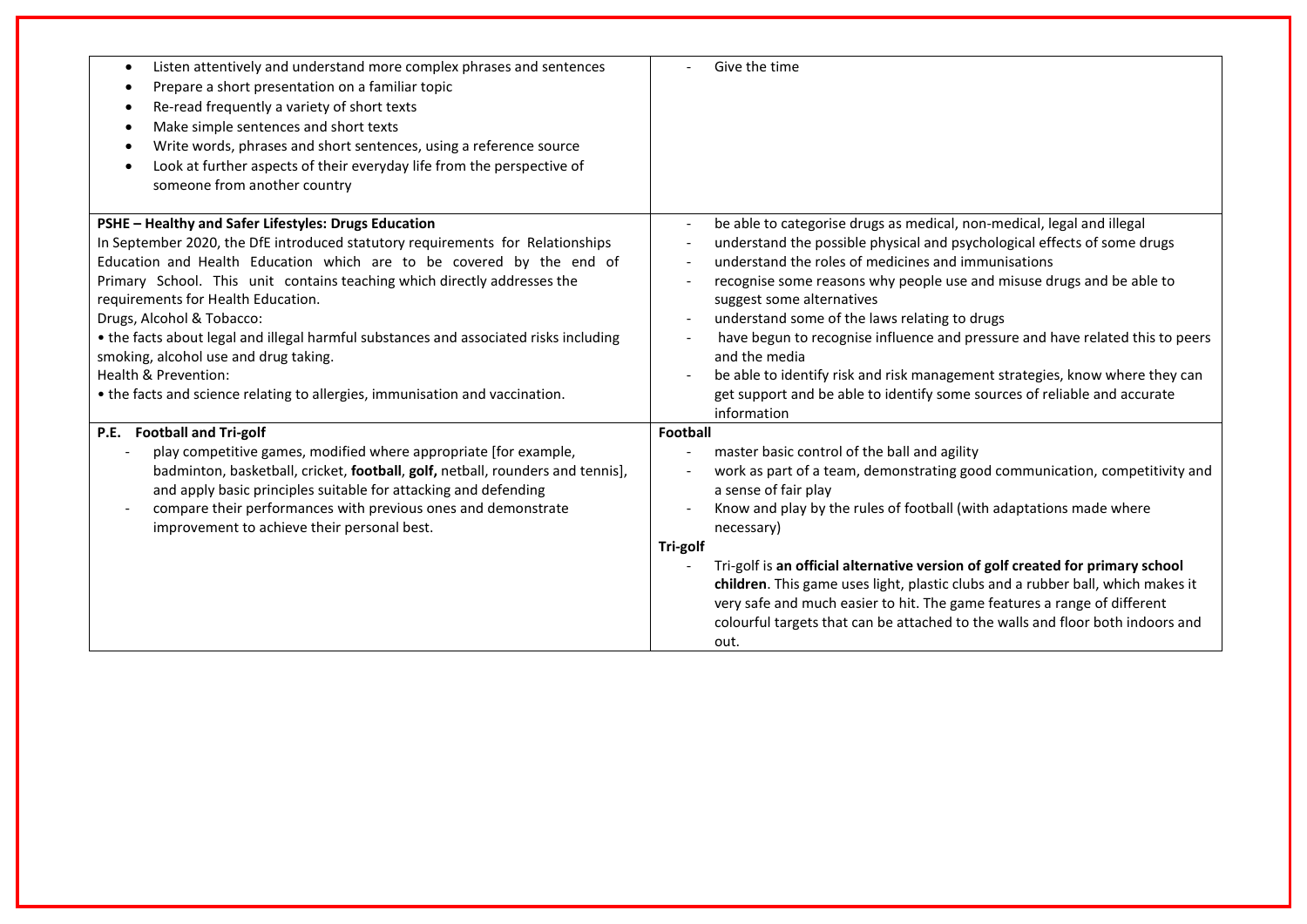| | |
|---|---|
| • Listen attentively and understand more complex phrases and sentences<br>• Prepare a short presentation on a familiar topic<br>• Re-read frequently a variety of short texts<br>• Make simple sentences and short texts<br>• Write words, phrases and short sentences, using a reference source<br>• Look at further aspects of their everyday life from the perspective of someone from another country | - Give the time |
| **PSHE – Healthy and Safer Lifestyles: Drugs Education**<br>In September 2020, the DfE introduced statutory requirements for Relationships Education and Health Education which are to be covered by the end of Primary School. This unit contains teaching which directly addresses the requirements for Health Education.<br>Drugs, Alcohol & Tobacco:<br>• the facts about legal and illegal harmful substances and associated risks including smoking, alcohol use and drug taking.<br>Health & Prevention:<br>• the facts and science relating to allergies, immunisation and vaccination. | - be able to categorise drugs as medical, non-medical, legal and illegal<br>- understand the possible physical and psychological effects of some drugs<br>- understand the roles of medicines and immunisations<br>- recognise some reasons why people use and misuse drugs and be able to suggest some alternatives<br>- understand some of the laws relating to drugs<br>- have begun to recognise influence and pressure and have related this to peers and the media<br>- be able to identify risk and risk management strategies, know where they can get support and be able to identify some sources of reliable and accurate information |
| **P.E. Football and Tri-golf**<br>- play competitive games, modified where appropriate [for example, badminton, basketball, cricket, **football**, **golf,** netball, rounders and tennis], and apply basic principles suitable for attacking and defending<br>- compare their performances with previous ones and demonstrate improvement to achieve their personal best. | **Football**<br>- master basic control of the ball and agility<br>- work as part of a team, demonstrating good communication, competitivity and a sense of fair play<br>- Know and play by the rules of football (with adaptations made where necessary)<br>**Tri-golf**<br>- Tri-golf is **an official alternative version of golf created for primary school children**. This game uses light, plastic clubs and a rubber ball, which makes it very safe and much easier to hit. The game features a range of different colourful targets that can be attached to the walls and floor both indoors and out. |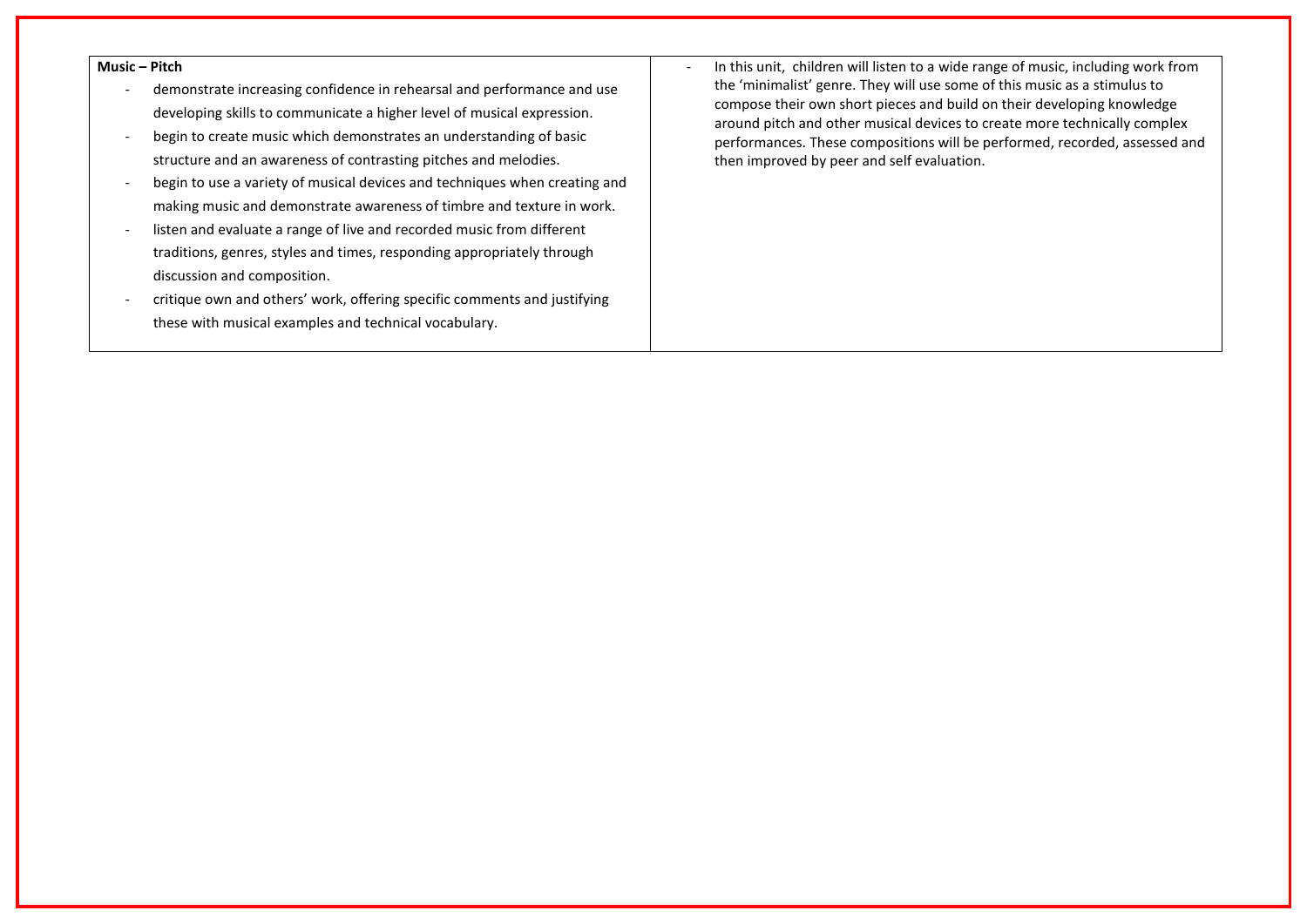| **Music – Pitch**<br>- demonstrate increasing confidence in rehearsal and performance and use developing skills to communicate a higher level of musical expression.<br>- begin to create music which demonstrates an understanding of basic structure and an awareness of contrasting pitches and melodies.<br>- begin to use a variety of musical devices and techniques when creating and making music and demonstrate awareness of timbre and texture in work.<br>- listen and evaluate a range of live and recorded music from different traditions, genres, styles and times, responding appropriately through discussion and composition.<br>- critique own and others' work, offering specific comments and justifying these with musical examples and technical vocabulary. | - In this unit, children will listen to a wide range of music, including work from the 'minimalist' genre. They will use some of this music as a stimulus to compose their own short pieces and build on their developing knowledge around pitch and other musical devices to create more technically complex performances. These compositions will be performed, recorded, assessed and then improved by peer and self evaluation. |
| --- | --- |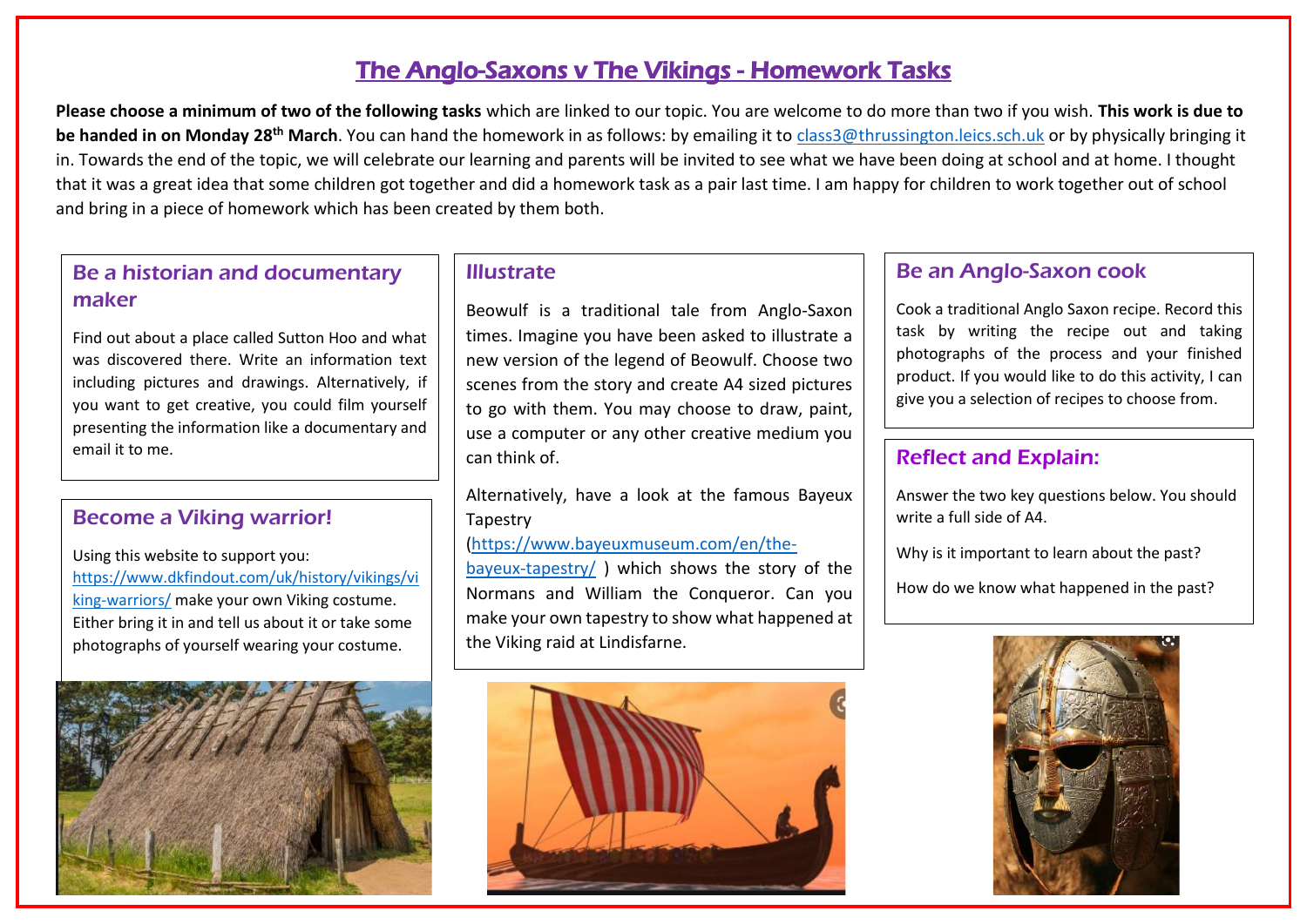# The Anglo-Saxons v The Vikings - Homework Tasks

**Please choose a minimum of two of the following tasks** which are linked to our topic. You are welcome to do more than two if you wish. **This work is due to be handed in on Monday 28th March**. You can hand the homework in as follows: by emailing it to class3@thrussington.leics.sch.uk or by physically bringing it in. Towards the end of the topic, we will celebrate our learning and parents will be invited to see what we have been doing at school and at home. I thought that it was a great idea that some children got together and did a homework task as a pair last time. I am happy for children to work together out of school and bring in a piece of homework which has been created by them both.

## Be a historian and documentary maker

Find out about a place called Sutton Hoo and what was discovered there. Write an information text including pictures and drawings. Alternatively, if you want to get creative, you could film yourself presenting the information like a documentary and email it to me.

## Become a Viking warrior!

Using this website to support you: https://www.dkfindout.com/uk/history/vikings/viking-warriors/ make your own Viking costume. Either bring it in and tell us about it or take some photographs of yourself wearing your costume.

## Illustrate

Beowulf is a traditional tale from Anglo-Saxon times. Imagine you have been asked to illustrate a new version of the legend of Beowulf. Choose two scenes from the story and create A4 sized pictures to go with them. You may choose to draw, paint, use a computer or any other creative medium you can think of.

Alternatively, have a look at the famous Bayeux Tapestry (https://www.bayeuxmuseum.com/en/the-bayeux-tapestry/ ) which shows the story of the Normans and William the Conqueror. Can you make your own tapestry to show what happened at the Viking raid at Lindisfarne.

## Be an Anglo-Saxon cook

Cook a traditional Anglo Saxon recipe. Record this task by writing the recipe out and taking photographs of the process and your finished product. If you would like to do this activity, I can give you a selection of recipes to choose from.

## Reflect and Explain:

Answer the two key questions below. You should write a full side of A4.

Why is it important to learn about the past?

How do we know what happened in the past?